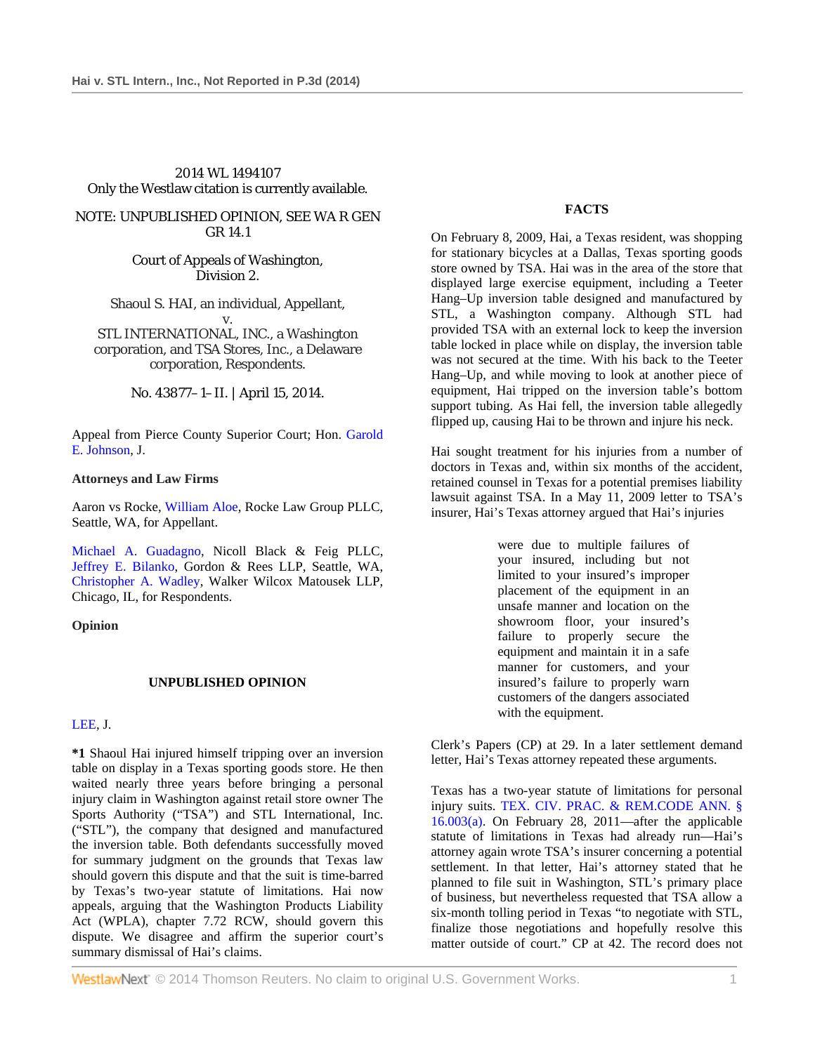2014 WL 1494107
Only the Westlaw citation is currently available.

NOTE: UNPUBLISHED OPINION, SEE WA R GEN GR 14.1

Court of Appeals of Washington,
Division 2.

Shaoul S. HAI, an individual, Appellant,
v.
STL INTERNATIONAL, INC., a Washington corporation, and TSA Stores, Inc., a Delaware corporation, Respondents.

No. 43877–1–II. | April 15, 2014.

Appeal from Pierce County Superior Court; Hon. Garold E. Johnson, J.

**Attorneys and Law Firms**

Aaron vs Rocke, William Aloe, Rocke Law Group PLLC, Seattle, WA, for Appellant.

Michael A. Guadagno, Nicoll Black & Feig PLLC, Jeffrey E. Bilanko, Gordon & Rees LLP, Seattle, WA, Christopher A. Wadley, Walker Wilcox Matousek LLP, Chicago, IL, for Respondents.

**Opinion**

**UNPUBLISHED OPINION**

LEE, J.

**\*1** Shaoul Hai injured himself tripping over an inversion table on display in a Texas sporting goods store. He then waited nearly three years before bringing a personal injury claim in Washington against retail store owner The Sports Authority ("TSA") and STL International, Inc. ("STL"), the company that designed and manufactured the inversion table. Both defendants successfully moved for summary judgment on the grounds that Texas law should govern this dispute and that the suit is time-barred by Texas's two-year statute of limitations. Hai now appeals, arguing that the Washington Products Liability Act (WPLA), chapter 7.72 RCW, should govern this dispute. We disagree and affirm the superior court's summary dismissal of Hai's claims.

**FACTS**

On February 8, 2009, Hai, a Texas resident, was shopping for stationary bicycles at a Dallas, Texas sporting goods store owned by TSA. Hai was in the area of the store that displayed large exercise equipment, including a Teeter Hang–Up inversion table designed and manufactured by STL, a Washington company. Although STL had provided TSA with an external lock to keep the inversion table locked in place while on display, the inversion table was not secured at the time. With his back to the Teeter Hang–Up, and while moving to look at another piece of equipment, Hai tripped on the inversion table's bottom support tubing. As Hai fell, the inversion table allegedly flipped up, causing Hai to be thrown and injure his neck.

Hai sought treatment for his injuries from a number of doctors in Texas and, within six months of the accident, retained counsel in Texas for a potential premises liability lawsuit against TSA. In a May 11, 2009 letter to TSA's insurer, Hai's Texas attorney argued that Hai's injuries

> were due to multiple failures of your insured, including but not limited to your insured's improper placement of the equipment in an unsafe manner and location on the showroom floor, your insured's failure to properly secure the equipment and maintain it in a safe manner for customers, and your insured's failure to properly warn customers of the dangers associated with the equipment.

Clerk's Papers (CP) at 29. In a later settlement demand letter, Hai's Texas attorney repeated these arguments.

Texas has a two-year statute of limitations for personal injury suits. TEX. CIV. PRAC. & REM.CODE ANN. § 16.003(a). On February 28, 2011—after the applicable statute of limitations in Texas had already run—Hai's attorney again wrote TSA's insurer concerning a potential settlement. In that letter, Hai's attorney stated that he planned to file suit in Washington, STL's primary place of business, but nevertheless requested that TSA allow a six-month tolling period in Texas "to negotiate with STL, finalize those negotiations and hopefully resolve this matter outside of court." CP at 42. The record does not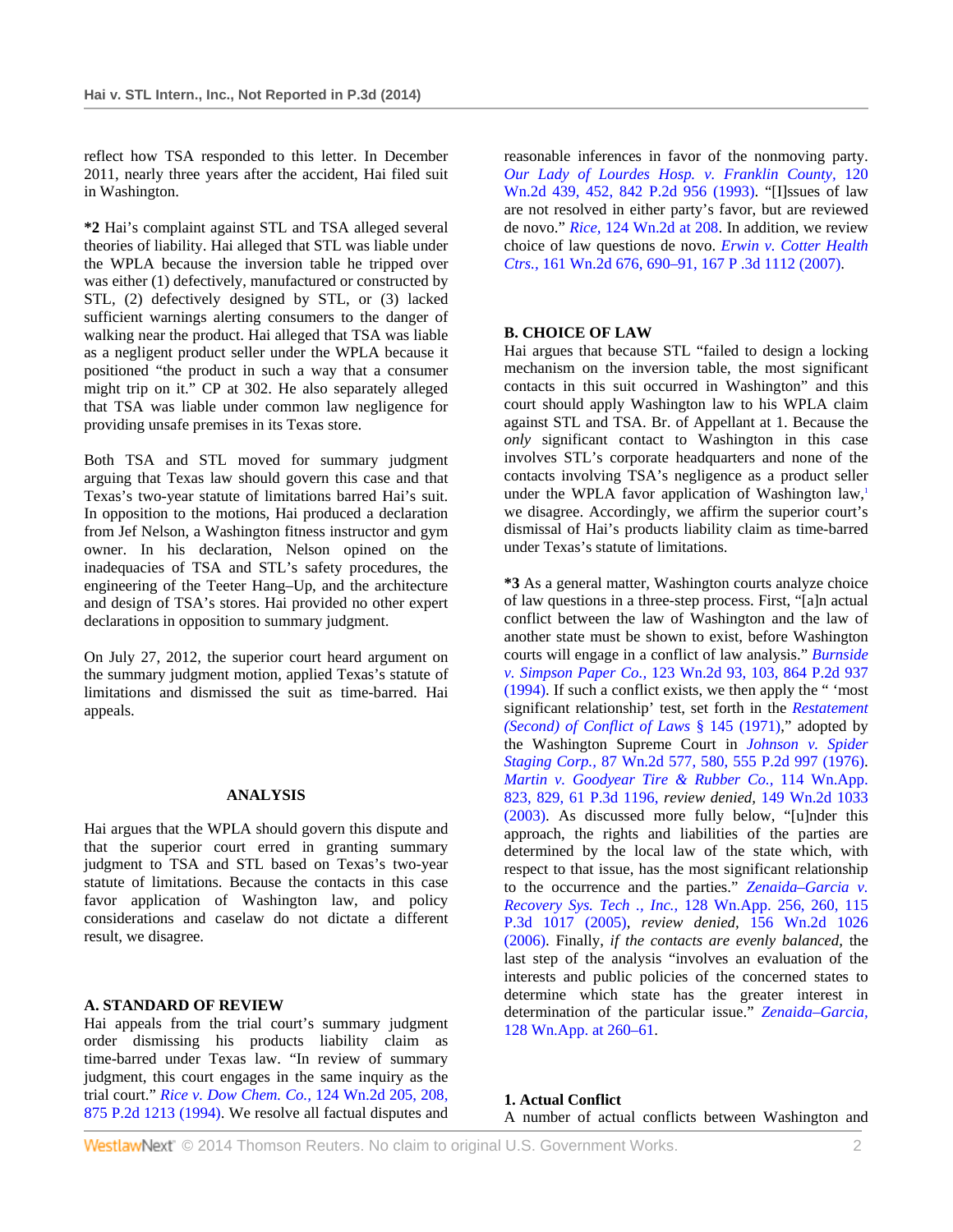reflect how TSA responded to this letter. In December 2011, nearly three years after the accident, Hai filed suit in Washington.

**\*2** Hai's complaint against STL and TSA alleged several theories of liability. Hai alleged that STL was liable under the WPLA because the inversion table he tripped over was either (1) defectively, manufactured or constructed by STL, (2) defectively designed by STL, or (3) lacked sufficient warnings alerting consumers to the danger of walking near the product. Hai alleged that TSA was liable as a negligent product seller under the WPLA because it positioned "the product in such a way that a consumer might trip on it." CP at 302. He also separately alleged that TSA was liable under common law negligence for providing unsafe premises in its Texas store.

Both TSA and STL moved for summary judgment arguing that Texas law should govern this case and that Texas's two-year statute of limitations barred Hai's suit. In opposition to the motions, Hai produced a declaration from Jef Nelson, a Washington fitness instructor and gym owner. In his declaration, Nelson opined on the inadequacies of TSA and STL's safety procedures, the engineering of the Teeter Hang–Up, and the architecture and design of TSA's stores. Hai provided no other expert declarations in opposition to summary judgment.

On July 27, 2012, the superior court heard argument on the summary judgment motion, applied Texas's statute of limitations and dismissed the suit as time-barred. Hai appeals.

## ANALYSIS

Hai argues that the WPLA should govern this dispute and that the superior court erred in granting summary judgment to TSA and STL based on Texas's two-year statute of limitations. Because the contacts in this case favor application of Washington law, and policy considerations and caselaw do not dictate a different result, we disagree.

### A. STANDARD OF REVIEW

Hai appeals from the trial court's summary judgment order dismissing his products liability claim as time-barred under Texas law. "In review of summary judgment, this court engages in the same inquiry as the trial court." *Rice v. Dow Chem. Co.,* 124 Wn.2d 205, 208, 875 P.2d 1213 (1994). We resolve all factual disputes and reasonable inferences in favor of the nonmoving party. *Our Lady of Lourdes Hosp. v. Franklin County,* 120 Wn.2d 439, 452, 842 P.2d 956 (1993). "[I]ssues of law are not resolved in either party's favor, but are reviewed de novo." *Rice,* 124 Wn.2d at 208. In addition, we review choice of law questions de novo. *Erwin v. Cotter Health Ctrs.,* 161 Wn.2d 676, 690–91, 167 P .3d 1112 (2007).

### B. CHOICE OF LAW

Hai argues that because STL "failed to design a locking mechanism on the inversion table, the most significant contacts in this suit occurred in Washington" and this court should apply Washington law to his WPLA claim against STL and TSA. Br. of Appellant at 1. Because the *only* significant contact to Washington in this case involves STL's corporate headquarters and none of the contacts involving TSA's negligence as a product seller under the WPLA favor application of Washington law,[1] we disagree. Accordingly, we affirm the superior court's dismissal of Hai's products liability claim as time-barred under Texas's statute of limitations.

**\*3** As a general matter, Washington courts analyze choice of law questions in a three-step process. First, "[a]n actual conflict between the law of Washington and the law of another state must be shown to exist, before Washington courts will engage in a conflict of law analysis." *Burnside v. Simpson Paper Co.,* 123 Wn.2d 93, 103, 864 P.2d 937 (1994). If such a conflict exists, we then apply the " 'most significant relationship' test, set forth in the *Restatement (Second) of Conflict of Laws* § 145 (1971)," adopted by the Washington Supreme Court in *Johnson v. Spider Staging Corp.,* 87 Wn.2d 577, 580, 555 P.2d 997 (1976). *Martin v. Goodyear Tire & Rubber Co.,* 114 Wn.App. 823, 829, 61 P.3d 1196, *review denied,* 149 Wn.2d 1033 (2003). As discussed more fully below, "[u]nder this approach, the rights and liabilities of the parties are determined by the local law of the state which, with respect to that issue, has the most significant relationship to the occurrence and the parties." *Zenaida–Garcia v. Recovery Sys. Tech ., Inc.,* 128 Wn.App. 256, 260, 115 P.3d 1017 (2005), *review denied,* 156 Wn.2d 1026 (2006). Finally, *if the contacts are evenly balanced,* the last step of the analysis "involves an evaluation of the interests and public policies of the concerned states to determine which state has the greater interest in determination of the particular issue." *Zenaida–Garcia,* 128 Wn.App. at 260–61.

#### 1. Actual Conflict

A number of actual conflicts between Washington and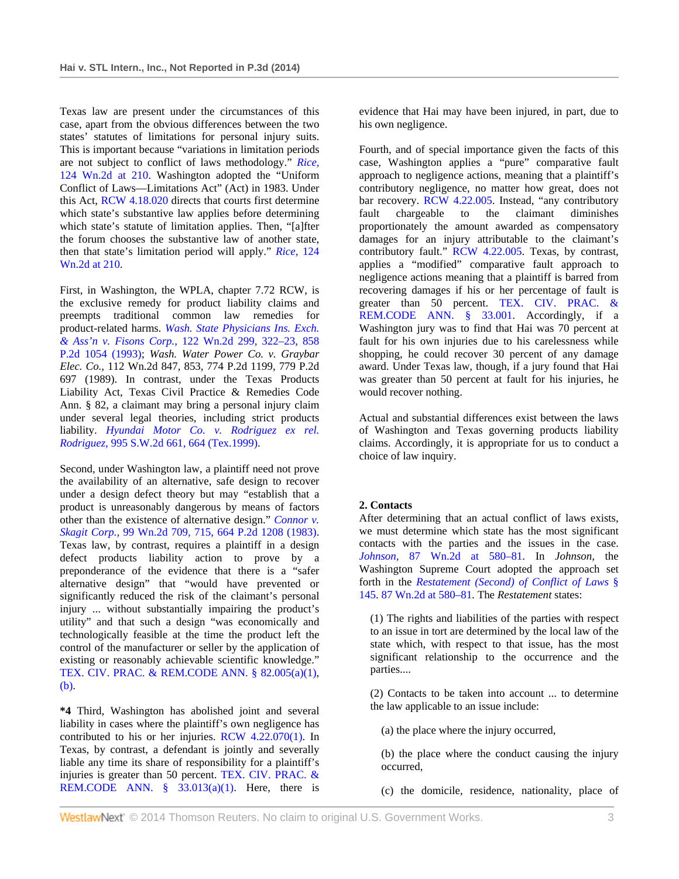Texas law are present under the circumstances of this case, apart from the obvious differences between the two states' statutes of limitations for personal injury suits. This is important because "variations in limitation periods are not subject to conflict of laws methodology." *Rice,* 124 Wn.2d at 210. Washington adopted the "Uniform Conflict of Laws—Limitations Act" (Act) in 1983. Under this Act, RCW 4.18.020 directs that courts first determine which state's substantive law applies before determining which state's statute of limitation applies. Then, "[a]fter the forum chooses the substantive law of another state, then that state's limitation period will apply." *Rice,* 124 Wn.2d at 210.

First, in Washington, the WPLA, chapter 7.72 RCW, is the exclusive remedy for product liability claims and preempts traditional common law remedies for product-related harms. *Wash. State Physicians Ins. Exch. & Ass'n v. Fisons Corp.,* 122 Wn.2d 299, 322–23, 858 P.2d 1054 (1993); *Wash. Water Power Co. v. Graybar Elec. Co.,* 112 Wn.2d 847, 853, 774 P.2d 1199, 779 P.2d 697 (1989). In contrast, under the Texas Products Liability Act, Texas Civil Practice & Remedies Code Ann. § 82, a claimant may bring a personal injury claim under several legal theories, including strict products liability. *Hyundai Motor Co. v. Rodriguez ex rel. Rodriguez,* 995 S.W.2d 661, 664 (Tex.1999).

Second, under Washington law, a plaintiff need not prove the availability of an alternative, safe design to recover under a design defect theory but may "establish that a product is unreasonably dangerous by means of factors other than the existence of alternative design." *Connor v. Skagit Corp.,* 99 Wn.2d 709, 715, 664 P.2d 1208 (1983). Texas law, by contrast, requires a plaintiff in a design defect products liability action to prove by a preponderance of the evidence that there is a "safer alternative design" that "would have prevented or significantly reduced the risk of the claimant's personal injury ... without substantially impairing the product's utility" and that such a design "was economically and technologically feasible at the time the product left the control of the manufacturer or seller by the application of existing or reasonably achievable scientific knowledge." TEX. CIV. PRAC. & REM.CODE ANN. § 82.005(a)(1), (b).

**\*4** Third, Washington has abolished joint and several liability in cases where the plaintiff's own negligence has contributed to his or her injuries. RCW 4.22.070(1). In Texas, by contrast, a defendant is jointly and severally liable any time its share of responsibility for a plaintiff's injuries is greater than 50 percent. TEX. CIV. PRAC. & REM.CODE ANN. § 33.013(a)(1). Here, there is evidence that Hai may have been injured, in part, due to his own negligence.

Fourth, and of special importance given the facts of this case, Washington applies a "pure" comparative fault approach to negligence actions, meaning that a plaintiff's contributory negligence, no matter how great, does not bar recovery. RCW 4.22.005. Instead, "any contributory fault chargeable to the claimant diminishes proportionately the amount awarded as compensatory damages for an injury attributable to the claimant's contributory fault." RCW 4.22.005. Texas, by contrast, applies a "modified" comparative fault approach to negligence actions meaning that a plaintiff is barred from recovering damages if his or her percentage of fault is greater than 50 percent. TEX. CIV. PRAC. & REM.CODE ANN. § 33.001. Accordingly, if a Washington jury was to find that Hai was 70 percent at fault for his own injuries due to his carelessness while shopping, he could recover 30 percent of any damage award. Under Texas law, though, if a jury found that Hai was greater than 50 percent at fault for his injuries, he would recover nothing.

Actual and substantial differences exist between the laws of Washington and Texas governing products liability claims. Accordingly, it is appropriate for us to conduct a choice of law inquiry.

**2. Contacts**

After determining that an actual conflict of laws exists, we must determine which state has the most significant contacts with the parties and the issues in the case. *Johnson,* 87 Wn.2d at 580–81. In *Johnson,* the Washington Supreme Court adopted the approach set forth in the *Restatement (Second) of Conflict of Laws* § 145. 87 Wn.2d at 580–81. The *Restatement* states:

> (1) The rights and liabilities of the parties with respect to an issue in tort are determined by the local law of the state which, with respect to that issue, has the most significant relationship to the occurrence and the parties....
>
> (2) Contacts to be taken into account ... to determine the law applicable to an issue include:
>
> (a) the place where the injury occurred,
>
> (b) the place where the conduct causing the injury occurred,
>
> (c) the domicile, residence, nationality, place of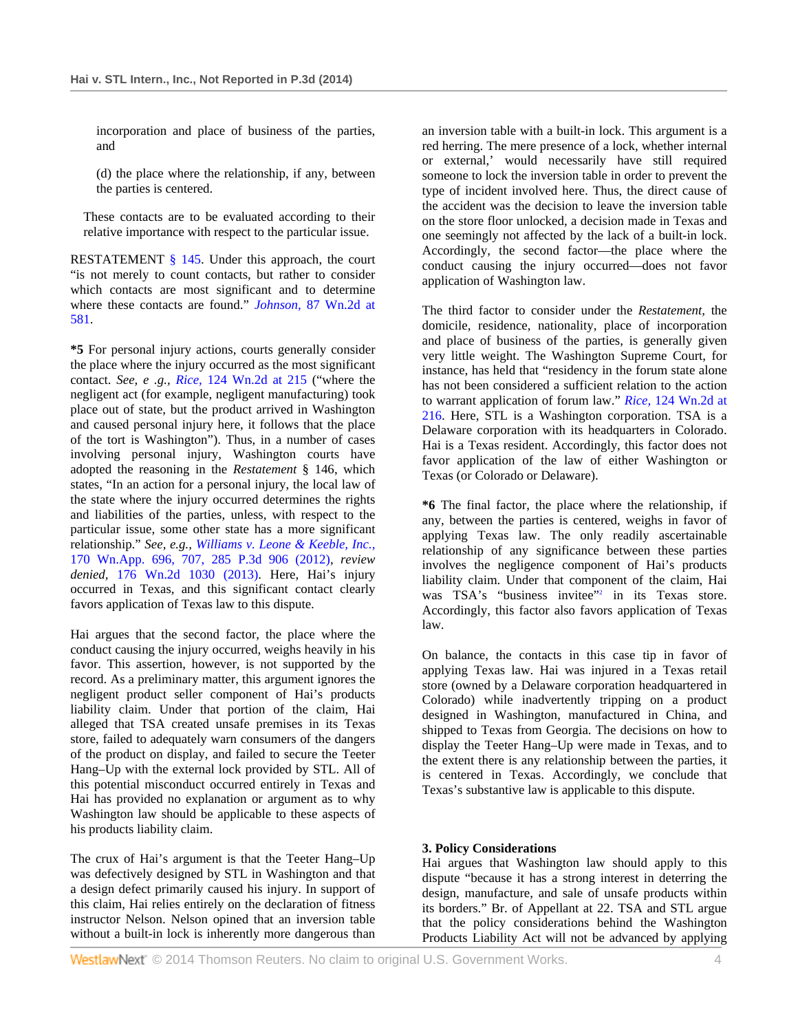incorporation and place of business of the parties, and

(d) the place where the relationship, if any, between the parties is centered.

These contacts are to be evaluated according to their relative importance with respect to the particular issue.

RESTATEMENT § 145. Under this approach, the court "is not merely to count contacts, but rather to consider which contacts are most significant and to determine where these contacts are found." *Johnson,* 87 Wn.2d at 581.

**\*5** For personal injury actions, courts generally consider the place where the injury occurred as the most significant contact. *See, e .g., Rice,* 124 Wn.2d at 215 ("where the negligent act (for example, negligent manufacturing) took place out of state, but the product arrived in Washington and caused personal injury here, it follows that the place of the tort is Washington"). Thus, in a number of cases involving personal injury, Washington courts have adopted the reasoning in the *Restatement* § 146, which states, "In an action for a personal injury, the local law of the state where the injury occurred determines the rights and liabilities of the parties, unless, with respect to the particular issue, some other state has a more significant relationship." *See, e.g., Williams v. Leone & Keeble, Inc.,* 170 Wn.App. 696, 707, 285 P.3d 906 (2012), *review denied,* 176 Wn.2d 1030 (2013). Here, Hai's injury occurred in Texas, and this significant contact clearly favors application of Texas law to this dispute.

Hai argues that the second factor, the place where the conduct causing the injury occurred, weighs heavily in his favor. This assertion, however, is not supported by the record. As a preliminary matter, this argument ignores the negligent product seller component of Hai's products liability claim. Under that portion of the claim, Hai alleged that TSA created unsafe premises in its Texas store, failed to adequately warn consumers of the dangers of the product on display, and failed to secure the Teeter Hang–Up with the external lock provided by STL. All of this potential misconduct occurred entirely in Texas and Hai has provided no explanation or argument as to why Washington law should be applicable to these aspects of his products liability claim.

The crux of Hai's argument is that the Teeter Hang–Up was defectively designed by STL in Washington and that a design defect primarily caused his injury. In support of this claim, Hai relies entirely on the declaration of fitness instructor Nelson. Nelson opined that an inversion table without a built-in lock is inherently more dangerous than an inversion table with a built-in lock. This argument is a red herring. The mere presence of a lock, whether internal or external,' would necessarily have still required someone to lock the inversion table in order to prevent the type of incident involved here. Thus, the direct cause of the accident was the decision to leave the inversion table on the store floor unlocked, a decision made in Texas and one seemingly not affected by the lack of a built-in lock. Accordingly, the second factor—the place where the conduct causing the injury occurred—does not favor application of Washington law.

The third factor to consider under the *Restatement,* the domicile, residence, nationality, place of incorporation and place of business of the parties, is generally given very little weight. The Washington Supreme Court, for instance, has held that "residency in the forum state alone has not been considered a sufficient relation to the action to warrant application of forum law." *Rice,* 124 Wn.2d at 216. Here, STL is a Washington corporation. TSA is a Delaware corporation with its headquarters in Colorado. Hai is a Texas resident. Accordingly, this factor does not favor application of the law of either Washington or Texas (or Colorado or Delaware).

**\*6** The final factor, the place where the relationship, if any, between the parties is centered, weighs in favor of applying Texas law. The only readily ascertainable relationship of any significance between these parties involves the negligence component of Hai's products liability claim. Under that component of the claim, Hai was TSA's "business invitee"[2] in its Texas store. Accordingly, this factor also favors application of Texas law.

On balance, the contacts in this case tip in favor of applying Texas law. Hai was injured in a Texas retail store (owned by a Delaware corporation headquartered in Colorado) while inadvertently tripping on a product designed in Washington, manufactured in China, and shipped to Texas from Georgia. The decisions on how to display the Teeter Hang–Up were made in Texas, and to the extent there is any relationship between the parties, it is centered in Texas. Accordingly, we conclude that Texas's substantive law is applicable to this dispute.

### 3. Policy Considerations

Hai argues that Washington law should apply to this dispute "because it has a strong interest in deterring the design, manufacture, and sale of unsafe products within its borders." Br. of Appellant at 22. TSA and STL argue that the policy considerations behind the Washington Products Liability Act will not be advanced by applying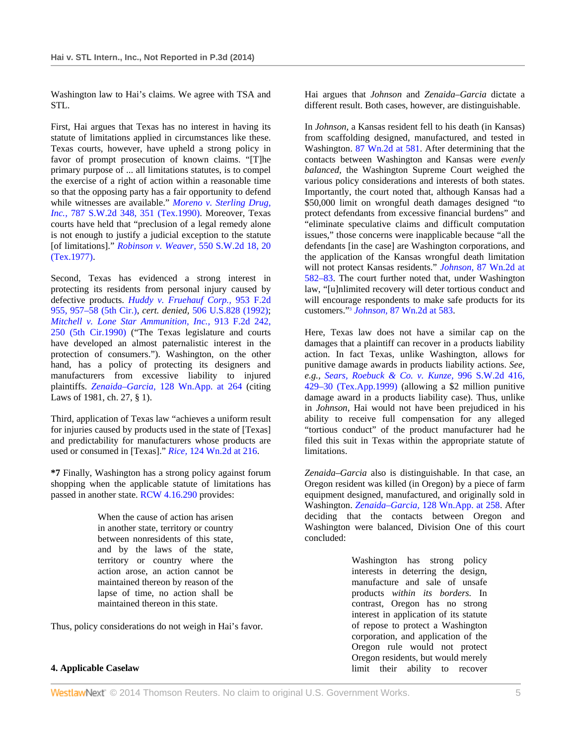Washington law to Hai's claims. We agree with TSA and STL.

First, Hai argues that Texas has no interest in having its statute of limitations applied in circumstances like these. Texas courts, however, have upheld a strong policy in favor of prompt prosecution of known claims. "[T]he primary purpose of ... all limitations statutes, is to compel the exercise of a right of action within a reasonable time so that the opposing party has a fair opportunity to defend while witnesses are available." *Moreno v. Sterling Drug, Inc.,* 787 S.W.2d 348, 351 (Tex.1990). Moreover, Texas courts have held that "preclusion of a legal remedy alone is not enough to justify a judicial exception to the statute [of limitations]." *Robinson v. Weaver,* 550 S.W.2d 18, 20 (Tex.1977).

Second, Texas has evidenced a strong interest in protecting its residents from personal injury caused by defective products. *Huddy v. Fruehauf Corp.,* 953 F.2d 955, 957–58 (5th Cir.), *cert. denied,* 506 U.S.828 (1992); *Mitchell v. Lone Star Ammunition, Inc.,* 913 F.2d 242, 250 (5th Cir.1990) ("The Texas legislature and courts have developed an almost paternalistic interest in the protection of consumers."). Washington, on the other hand, has a policy of protecting its designers and manufacturers from excessive liability to injured plaintiffs. *Zenaida–Garcia,* 128 Wn.App. at 264 (citing Laws of 1981, ch. 27, § 1).

Third, application of Texas law "achieves a uniform result for injuries caused by products used in the state of [Texas] and predictability for manufacturers whose products are used or consumed in [Texas]." *Rice,* 124 Wn.2d at 216.

**\*7** Finally, Washington has a strong policy against forum shopping when the applicable statute of limitations has passed in another state. RCW 4.16.290 provides:

> When the cause of action has arisen in another state, territory or country between nonresidents of this state, and by the laws of the state, territory or country where the action arose, an action cannot be maintained thereon by reason of the lapse of time, no action shall be maintained thereon in this state.

Thus, policy considerations do not weigh in Hai's favor.

#### 4. Applicable Caselaw

Hai argues that *Johnson* and *Zenaida–Garcia* dictate a different result. Both cases, however, are distinguishable.

In *Johnson,* a Kansas resident fell to his death (in Kansas) from scaffolding designed, manufactured, and tested in Washington. 87 Wn.2d at 581. After determining that the contacts between Washington and Kansas were *evenly balanced,* the Washington Supreme Court weighed the various policy considerations and interests of both states. Importantly, the court noted that, although Kansas had a $50,000 limit on wrongful death damages designed "to protect defendants from excessive financial burdens" and "eliminate speculative claims and difficult computation issues," those concerns were inapplicable because "all the defendants [in the case] are Washington corporations, and the application of the Kansas wrongful death limitation will not protect Kansas residents." *Johnson,* 87 Wn.2d at 582–83. The court further noted that, under Washington law, "[u]nlimited recovery will deter tortious conduct and will encourage respondents to make safe products for its customers."[3] *Johnson,* 87 Wn.2d at 583.

Here, Texas law does not have a similar cap on the damages that a plaintiff can recover in a products liability action. In fact, Texas, unlike Washington, allows for punitive damage awards in products liability actions. *See, e.g., Sears, Roebuck & Co. v. Kunze,* 996 S.W.2d 416, 429–30 (Tex.App.1999) (allowing a $2 million punitive damage award in a products liability case). Thus, unlike in *Johnson,* Hai would not have been prejudiced in his ability to receive full compensation for any alleged "tortious conduct" of the product manufacturer had he filed this suit in Texas within the appropriate statute of limitations.

*Zenaida–Garcia* also is distinguishable. In that case, an Oregon resident was killed (in Oregon) by a piece of farm equipment designed, manufactured, and originally sold in Washington. *Zenaida–Garcia,* 128 Wn.App. at 258. After deciding that the contacts between Oregon and Washington were balanced, Division One of this court concluded:

> Washington has strong policy interests in deterring the design, manufacture and sale of unsafe products *within its borders.* In contrast, Oregon has no strong interest in application of its statute of repose to protect a Washington corporation, and application of the Oregon rule would not protect Oregon residents, but would merely limit their ability to recover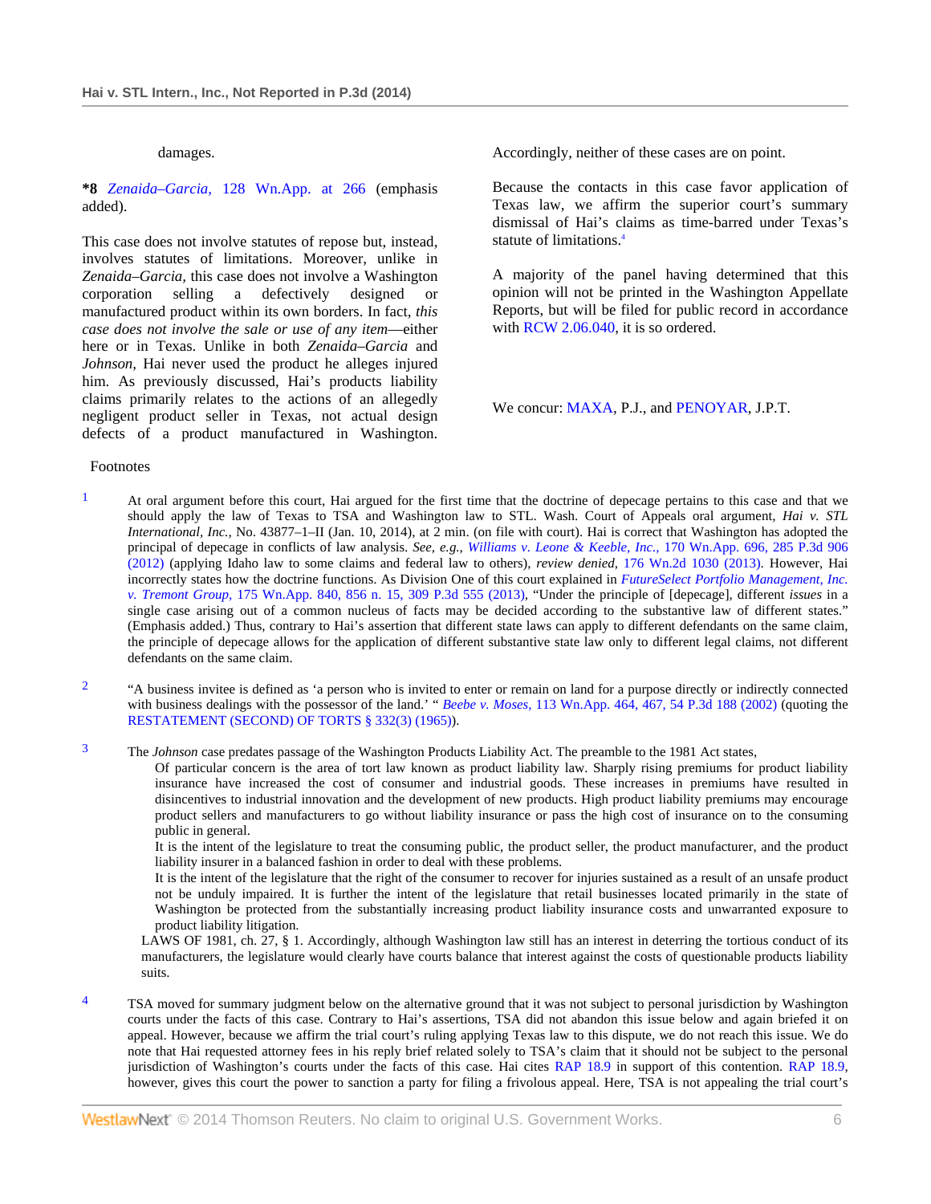damages.

**\*8** *Zenaida–Garcia,* 128 Wn.App. at 266 (emphasis added).

This case does not involve statutes of repose but, instead, involves statutes of limitations. Moreover, unlike in *Zenaida–Garcia,* this case does not involve a Washington corporation selling a defectively designed or manufactured product within its own borders. In fact, *this case does not involve the sale or use of any item*—either here or in Texas. Unlike in both *Zenaida–Garcia* and *Johnson,* Hai never used the product he alleges injured him. As previously discussed, Hai's products liability claims primarily relates to the actions of an allegedly negligent product seller in Texas, not actual design defects of a product manufactured in Washington. Accordingly, neither of these cases are on point.

Because the contacts in this case favor application of Texas law, we affirm the superior court's summary dismissal of Hai's claims as time-barred under Texas's statute of limitations.[4]

A majority of the panel having determined that this opinion will not be printed in the Washington Appellate Reports, but will be filed for public record in accordance with RCW 2.06.040, it is so ordered.

We concur: MAXA, P.J., and PENOYAR, J.P.T.

Footnotes

1. At oral argument before this court, Hai argued for the first time that the doctrine of depecage pertains to this case and that we should apply the law of Texas to TSA and Washington law to STL. Wash. Court of Appeals oral argument, *Hai v. STL International, Inc.,* No. 43877–1–II (Jan. 10, 2014), at 2 min. (on file with court). Hai is correct that Washington has adopted the principal of depecage in conflicts of law analysis. *See, e.g., Williams v. Leone & Keeble, Inc.,* 170 Wn.App. 696, 285 P.3d 906 (2012) (applying Idaho law to some claims and federal law to others), *review denied,* 176 Wn.2d 1030 (2013). However, Hai incorrectly states how the doctrine functions. As Division One of this court explained in *FutureSelect Portfolio Management, Inc. v. Tremont Group,* 175 Wn.App. 840, 856 n. 15, 309 P.3d 555 (2013), "Under the principle of [depecage], different *issues* in a single case arising out of a common nucleus of facts may be decided according to the substantive law of different states." (Emphasis added.) Thus, contrary to Hai's assertion that different state laws can apply to different defendants on the same claim, the principle of depecage allows for the application of different substantive state law only to different legal claims, not different defendants on the same claim.

2. "A business invitee is defined as 'a person who is invited to enter or remain on land for a purpose directly or indirectly connected with business dealings with the possessor of the land.' " *Beebe v. Moses,* 113 Wn.App. 464, 467, 54 P.3d 188 (2002) (quoting the RESTATEMENT (SECOND) OF TORTS § 332(3) (1965)).

3. The *Johnson* case predates passage of the Washington Products Liability Act. The preamble to the 1981 Act states,

   > Of particular concern is the area of tort law known as product liability law. Sharply rising premiums for product liability insurance have increased the cost of consumer and industrial goods. These increases in premiums have resulted in disincentives to industrial innovation and the development of new products. High product liability premiums may encourage product sellers and manufacturers to go without liability insurance or pass the high cost of insurance on to the consuming public in general.
   >
   > It is the intent of the legislature to treat the consuming public, the product seller, the product manufacturer, and the product liability insurer in a balanced fashion in order to deal with these problems.
   >
   > It is the intent of the legislature that the right of the consumer to recover for injuries sustained as a result of an unsafe product not be unduly impaired. It is further the intent of the legislature that retail businesses located primarily in the state of Washington be protected from the substantially increasing product liability insurance costs and unwarranted exposure to product liability litigation.

   LAWS OF 1981, ch. 27, § 1. Accordingly, although Washington law still has an interest in deterring the tortious conduct of its manufacturers, the legislature would clearly have courts balance that interest against the costs of questionable products liability suits.

4. TSA moved for summary judgment below on the alternative ground that it was not subject to personal jurisdiction by Washington courts under the facts of this case. Contrary to Hai's assertions, TSA did not abandon this issue below and again briefed it on appeal. However, because we affirm the trial court's ruling applying Texas law to this dispute, we do not reach this issue. We do note that Hai requested attorney fees in his reply brief related solely to TSA's claim that it should not be subject to the personal jurisdiction of Washington's courts under the facts of this case. Hai cites RAP 18.9 in support of this contention. RAP 18.9, however, gives this court the power to sanction a party for filing a frivolous appeal. Here, TSA is not appealing the trial court's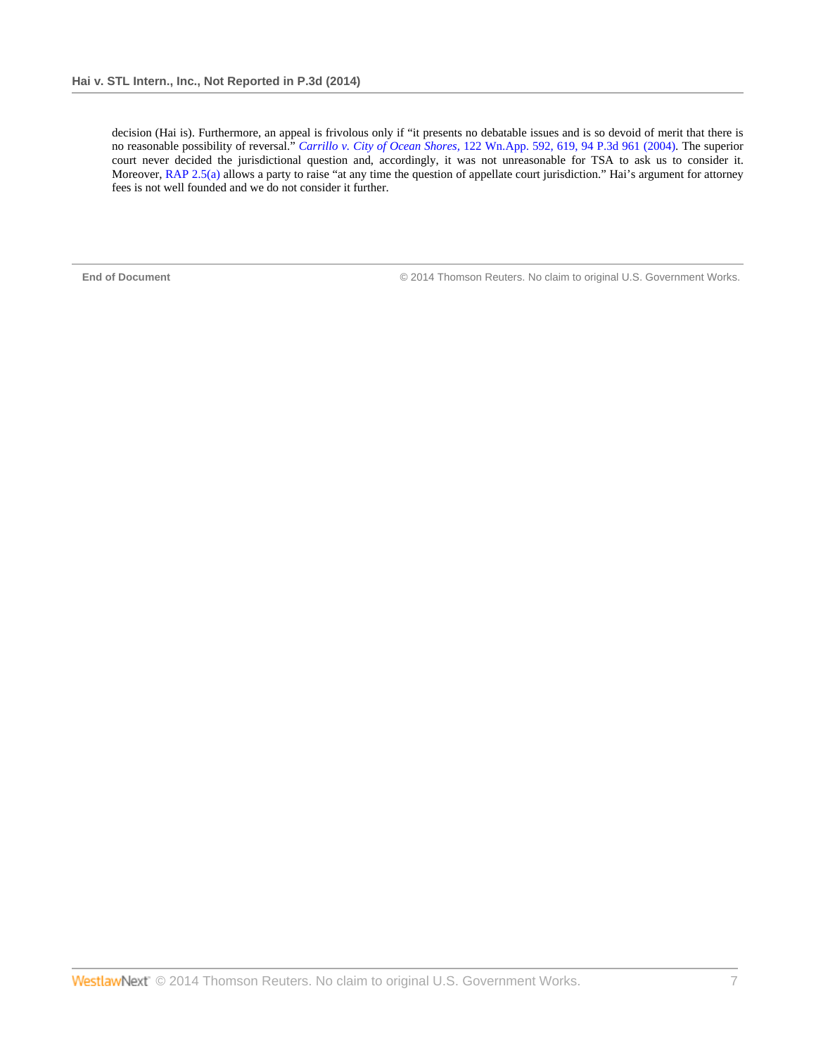decision (Hai is). Furthermore, an appeal is frivolous only if "it presents no debatable issues and is so devoid of merit that there is no reasonable possibility of reversal." *Carrillo v. City of Ocean Shores,* 122 Wn.App. 592, 619, 94 P.3d 961 (2004). The superior court never decided the jurisdictional question and, accordingly, it was not unreasonable for TSA to ask us to consider it. Moreover, RAP 2.5(a) allows a party to raise "at any time the question of appellate court jurisdiction." Hai's argument for attorney fees is not well founded and we do not consider it further.

**End of Document** © 2014 Thomson Reuters. No claim to original U.S. Government Works.